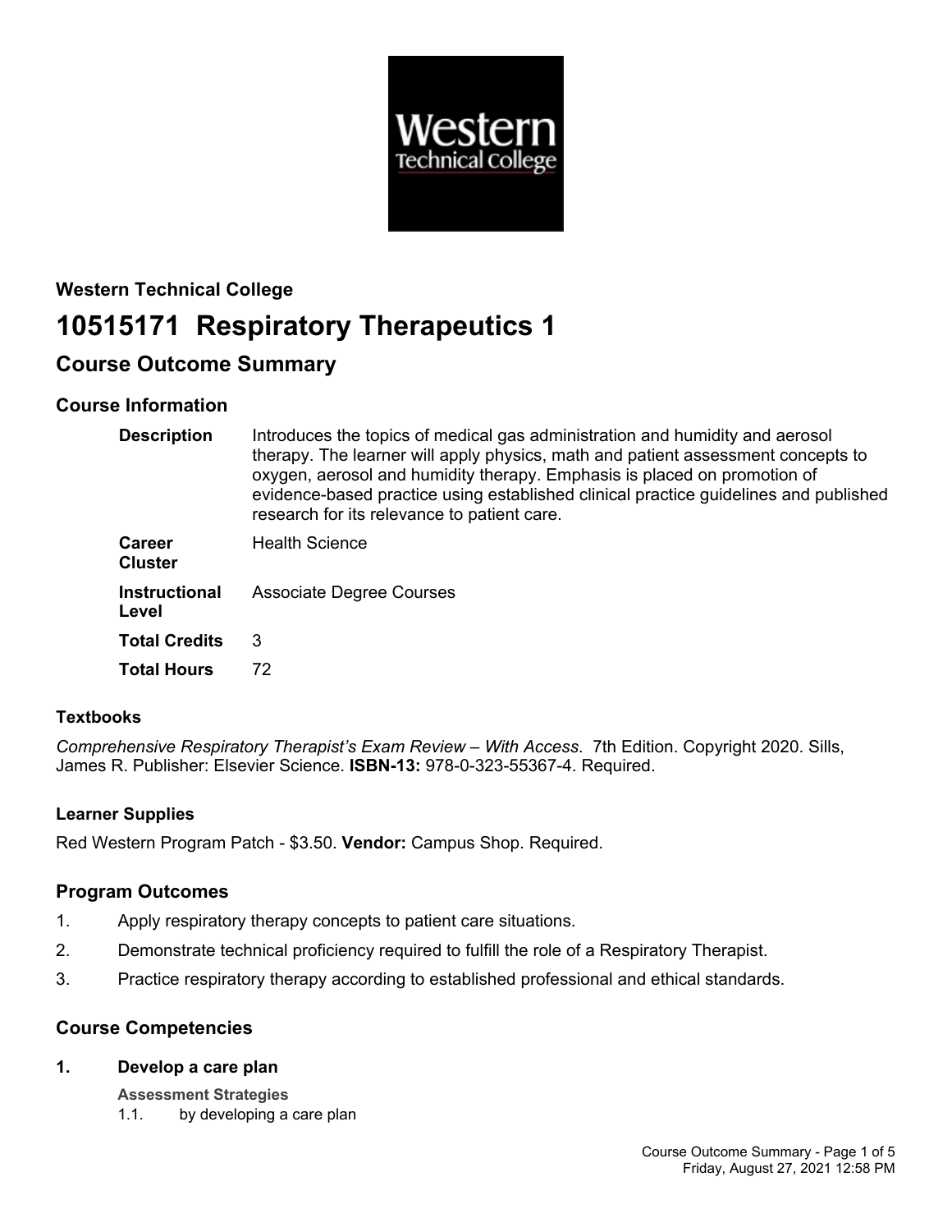**Western Technical College**

# 10515171 Respiratory Therapeutics 1

## Course Outcome Summary

### Course Information

| | |
|---|---|
| **Description** | Introduces the topics of medical gas administration and humidity and aerosol therapy. The learner will apply physics, math and patient assessment concepts to oxygen, aerosol and humidity therapy. Emphasis is placed on promotion of evidence-based practice using established clinical practice guidelines and published research for its relevance to patient care. |
| **Career Cluster** | Health Science |
| **Instructional Level** | Associate Degree Courses |
| **Total Credits** | 3 |
| **Total Hours** | 72 |

#### Textbooks

*Comprehensive Respiratory Therapist's Exam Review – With Access*. 7th Edition. Copyright 2020. Sills, James R. Publisher: Elsevier Science. **ISBN-13:** 978-0-323-55367-4. Required.

#### Learner Supplies

Red Western Program Patch - $3.50. **Vendor:** Campus Shop. Required.

### Program Outcomes

1. Apply respiratory therapy concepts to patient care situations.
2. Demonstrate technical proficiency required to fulfill the role of a Respiratory Therapist.
3. Practice respiratory therapy according to established professional and ethical standards.

### Course Competencies

**1. Develop a care plan**

**Assessment Strategies**

1.1. by developing a care plan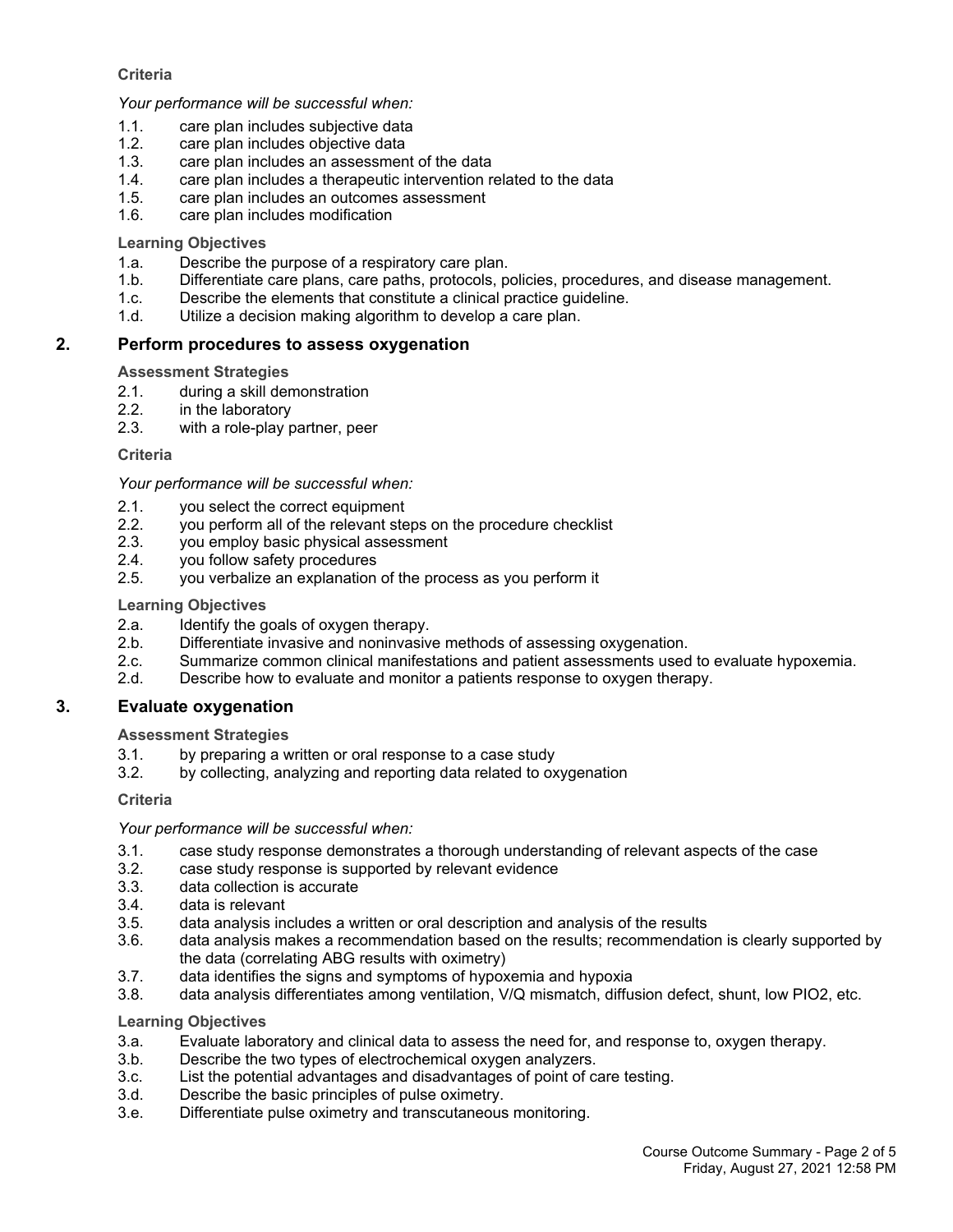**Criteria**

*Your performance will be successful when:*

1.1. care plan includes subjective data
1.2. care plan includes objective data
1.3. care plan includes an assessment of the data
1.4. care plan includes a therapeutic intervention related to the data
1.5. care plan includes an outcomes assessment
1.6. care plan includes modification

**Learning Objectives**

1.a. Describe the purpose of a respiratory care plan.
1.b. Differentiate care plans, care paths, protocols, policies, procedures, and disease management.
1.c. Describe the elements that constitute a clinical practice guideline.
1.d. Utilize a decision making algorithm to develop a care plan.

## 2. Perform procedures to assess oxygenation

**Assessment Strategies**

2.1. during a skill demonstration
2.2. in the laboratory
2.3. with a role-play partner, peer

**Criteria**

*Your performance will be successful when:*

2.1. you select the correct equipment
2.2. you perform all of the relevant steps on the procedure checklist
2.3. you employ basic physical assessment
2.4. you follow safety procedures
2.5. you verbalize an explanation of the process as you perform it

**Learning Objectives**

2.a. Identify the goals of oxygen therapy.
2.b. Differentiate invasive and noninvasive methods of assessing oxygenation.
2.c. Summarize common clinical manifestations and patient assessments used to evaluate hypoxemia.
2.d. Describe how to evaluate and monitor a patients response to oxygen therapy.

## 3. Evaluate oxygenation

**Assessment Strategies**

3.1. by preparing a written or oral response to a case study
3.2. by collecting, analyzing and reporting data related to oxygenation

**Criteria**

*Your performance will be successful when:*

3.1. case study response demonstrates a thorough understanding of relevant aspects of the case
3.2. case study response is supported by relevant evidence
3.3. data collection is accurate
3.4. data is relevant
3.5. data analysis includes a written or oral description and analysis of the results
3.6. data analysis makes a recommendation based on the results; recommendation is clearly supported by the data (correlating ABG results with oximetry)
3.7. data identifies the signs and symptoms of hypoxemia and hypoxia
3.8. data analysis differentiates among ventilation, V/Q mismatch, diffusion defect, shunt, low PIO2, etc.

**Learning Objectives**

3.a. Evaluate laboratory and clinical data to assess the need for, and response to, oxygen therapy.
3.b. Describe the two types of electrochemical oxygen analyzers.
3.c. List the potential advantages and disadvantages of point of care testing.
3.d. Describe the basic principles of pulse oximetry.
3.e. Differentiate pulse oximetry and transcutaneous monitoring.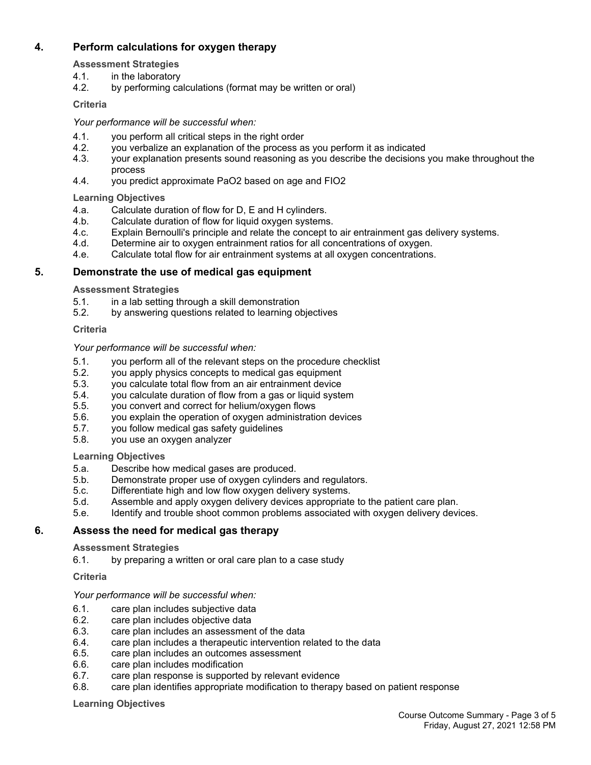## 4. Perform calculations for oxygen therapy

**Assessment Strategies**

4.1. in the laboratory
4.2. by performing calculations (format may be written or oral)

**Criteria**

*Your performance will be successful when:*

4.1. you perform all critical steps in the right order
4.2. you verbalize an explanation of the process as you perform it as indicated
4.3. your explanation presents sound reasoning as you describe the decisions you make throughout the process
4.4. you predict approximate $PaO_2$ based on age and $FIO_2$

**Learning Objectives**

4.a. Calculate duration of flow for D, E and H cylinders.
4.b. Calculate duration of flow for liquid oxygen systems.
4.c. Explain Bernoulli's principle and relate the concept to air entrainment gas delivery systems.
4.d. Determine air to oxygen entrainment ratios for all concentrations of oxygen.
4.e. Calculate total flow for air entrainment systems at all oxygen concentrations.

## 5. Demonstrate the use of medical gas equipment

**Assessment Strategies**

5.1. in a lab setting through a skill demonstration
5.2. by answering questions related to learning objectives

**Criteria**

*Your performance will be successful when:*

5.1. you perform all of the relevant steps on the procedure checklist
5.2. you apply physics concepts to medical gas equipment
5.3. you calculate total flow from an air entrainment device
5.4. you calculate duration of flow from a gas or liquid system
5.5. you convert and correct for helium/oxygen flows
5.6. you explain the operation of oxygen administration devices
5.7. you follow medical gas safety guidelines
5.8. you use an oxygen analyzer

**Learning Objectives**

5.a. Describe how medical gases are produced.
5.b. Demonstrate proper use of oxygen cylinders and regulators.
5.c. Differentiate high and low flow oxygen delivery systems.
5.d. Assemble and apply oxygen delivery devices appropriate to the patient care plan.
5.e. Identify and trouble shoot common problems associated with oxygen delivery devices.

## 6. Assess the need for medical gas therapy

**Assessment Strategies**

6.1. by preparing a written or oral care plan to a case study

**Criteria**

*Your performance will be successful when:*

6.1. care plan includes subjective data
6.2. care plan includes objective data
6.3. care plan includes an assessment of the data
6.4. care plan includes a therapeutic intervention related to the data
6.5. care plan includes an outcomes assessment
6.6. care plan includes modification
6.7. care plan response is supported by relevant evidence
6.8. care plan identifies appropriate modification to therapy based on patient response

**Learning Objectives**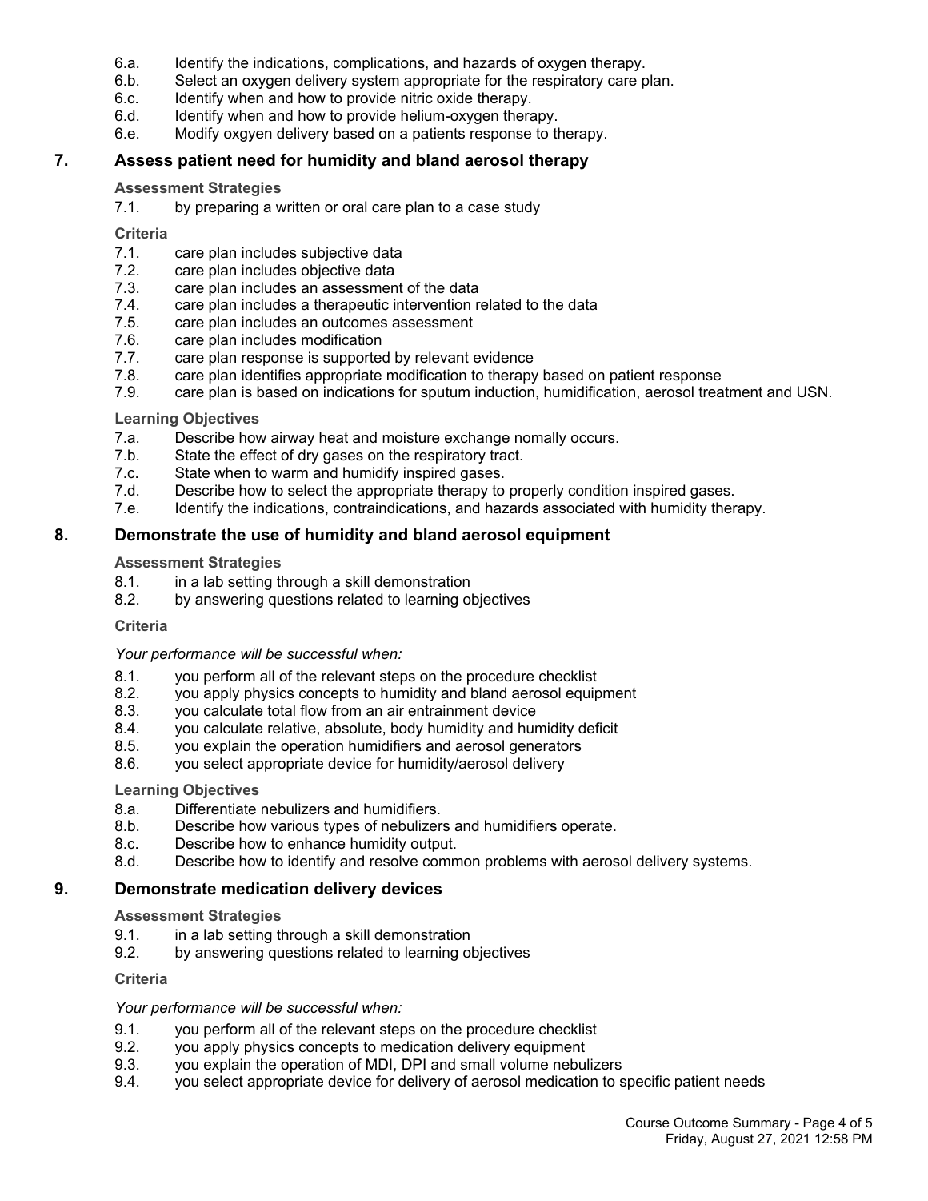6.a. Identify the indications, complications, and hazards of oxygen therapy.
6.b. Select an oxygen delivery system appropriate for the respiratory care plan.
6.c. Identify when and how to provide nitric oxide therapy.
6.d. Identify when and how to provide helium-oxygen therapy.
6.e. Modify oxgyen delivery based on a patients response to therapy.

## 7. Assess patient need for humidity and bland aerosol therapy

**Assessment Strategies**

7.1. by preparing a written or oral care plan to a case study

**Criteria**

7.1. care plan includes subjective data
7.2. care plan includes objective data
7.3. care plan includes an assessment of the data
7.4. care plan includes a therapeutic intervention related to the data
7.5. care plan includes an outcomes assessment
7.6. care plan includes modification
7.7. care plan response is supported by relevant evidence
7.8. care plan identifies appropriate modification to therapy based on patient response
7.9. care plan is based on indications for sputum induction, humidification, aerosol treatment and USN.

**Learning Objectives**

7.a. Describe how airway heat and moisture exchange nomally occurs.
7.b. State the effect of dry gases on the respiratory tract.
7.c. State when to warm and humidify inspired gases.
7.d. Describe how to select the appropriate therapy to properly condition inspired gases.
7.e. Identify the indications, contraindications, and hazards associated with humidity therapy.

## 8. Demonstrate the use of humidity and bland aerosol equipment

**Assessment Strategies**

8.1. in a lab setting through a skill demonstration
8.2. by answering questions related to learning objectives

**Criteria**

*Your performance will be successful when:*

8.1. you perform all of the relevant steps on the procedure checklist
8.2. you apply physics concepts to humidity and bland aerosol equipment
8.3. you calculate total flow from an air entrainment device
8.4. you calculate relative, absolute, body humidity and humidity deficit
8.5. you explain the operation humidifiers and aerosol generators
8.6. you select appropriate device for humidity/aerosol delivery

**Learning Objectives**

8.a. Differentiate nebulizers and humidifiers.
8.b. Describe how various types of nebulizers and humidifiers operate.
8.c. Describe how to enhance humidity output.
8.d. Describe how to identify and resolve common problems with aerosol delivery systems.

## 9. Demonstrate medication delivery devices

**Assessment Strategies**

9.1. in a lab setting through a skill demonstration
9.2. by answering questions related to learning objectives

**Criteria**

*Your performance will be successful when:*

9.1. you perform all of the relevant steps on the procedure checklist
9.2. you apply physics concepts to medication delivery equipment
9.3. you explain the operation of MDI, DPI and small volume nebulizers
9.4. you select appropriate device for delivery of aerosol medication to specific patient needs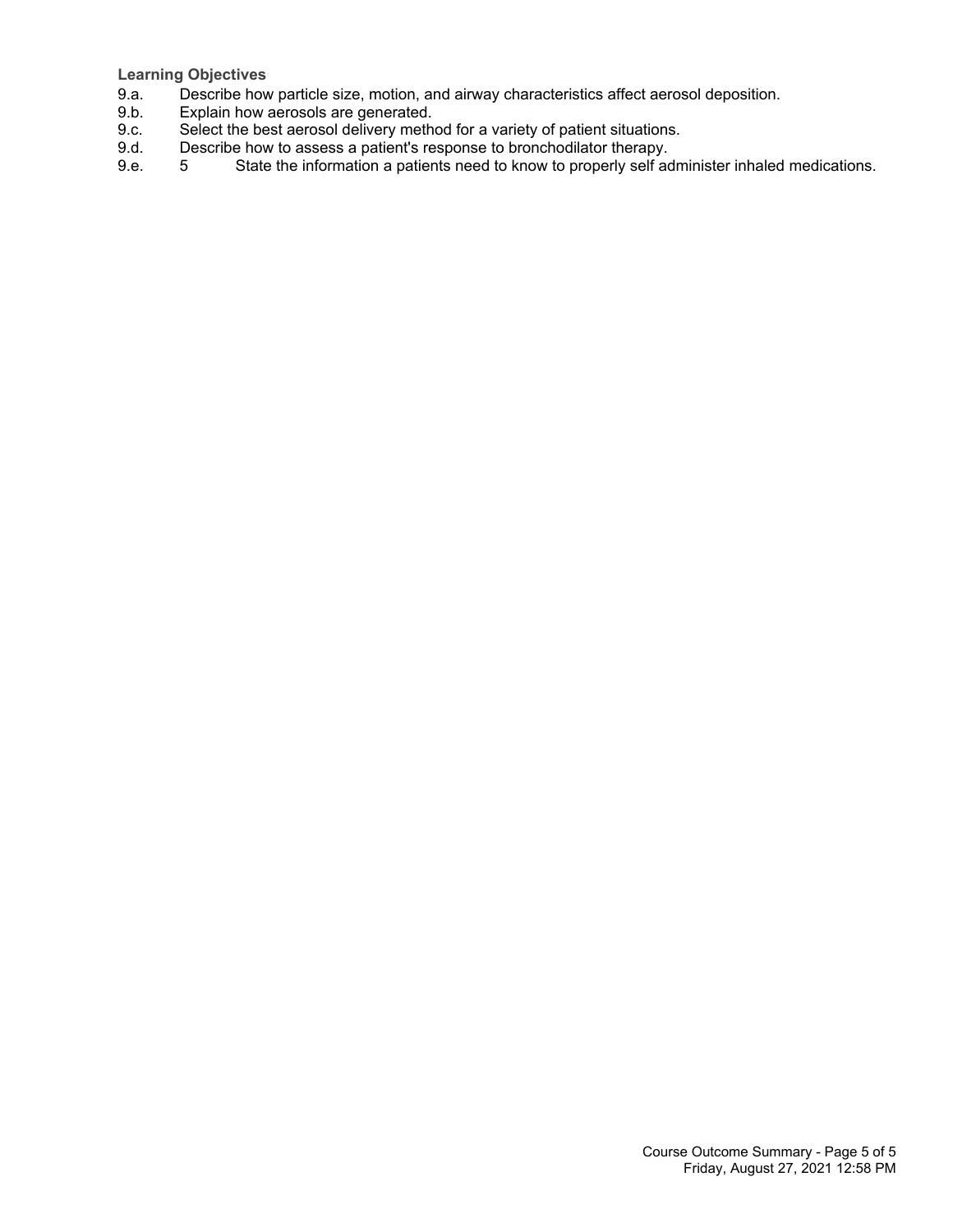**Learning Objectives**

9.a. Describe how particle size, motion, and airway characteristics affect aerosol deposition.
9.b. Explain how aerosols are generated.
9.c. Select the best aerosol delivery method for a variety of patient situations.
9.d. Describe how to assess a patient's response to bronchodilator therapy.
9.e. 5 State the information a patients need to know to properly self administer inhaled medications.